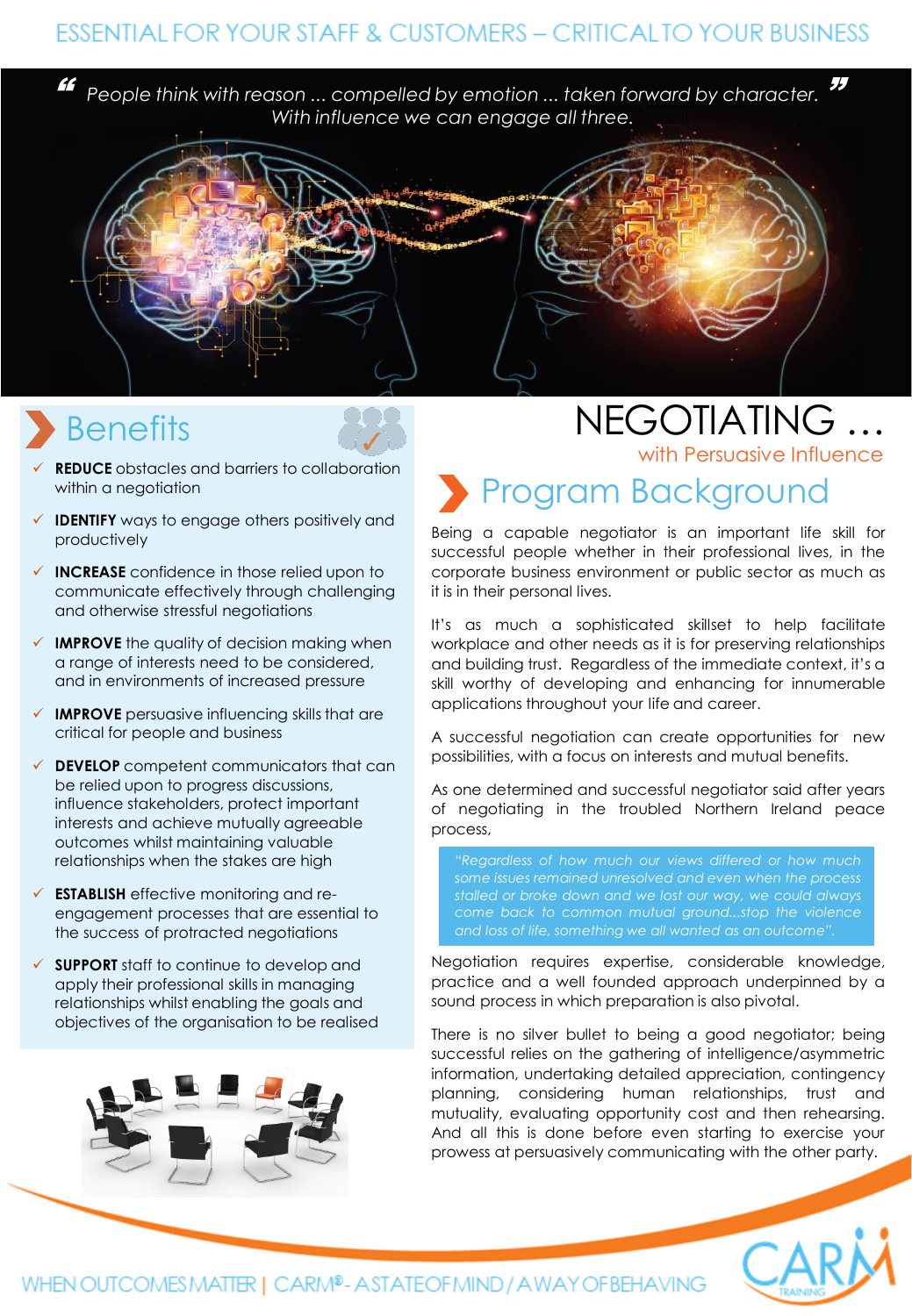ESSENTIAL FOR YOUR STAFF & CUSTOMERS – CRITICAL TO YOUR BUSINESS

> *"People think with reason ... compelled by emotion ... taken forward by character. With influence we can engage all three."*

# NEGOTIATING …

with Persuasive Influence

## Benefits

- **REDUCE** obstacles and barriers to collaboration within a negotiation
- **IDENTIFY** ways to engage others positively and productively
- **INCREASE** confidence in those relied upon to communicate effectively through challenging and otherwise stressful negotiations
- **IMPROVE** the quality of decision making when a range of interests need to be considered, and in environments of increased pressure
- **IMPROVE** persuasive influencing skills that are critical for people and business
- **DEVELOP** competent communicators that can be relied upon to progress discussions, influence stakeholders, protect important interests and achieve mutually agreeable outcomes whilst maintaining valuable relationships when the stakes are high
- **ESTABLISH** effective monitoring and re-engagement processes that are essential to the success of protracted negotiations
- **SUPPORT** staff to continue to develop and apply their professional skills in managing relationships whilst enabling the goals and objectives of the organisation to be realised

## Program Background

Being a capable negotiator is an important life skill for successful people whether in their professional lives, in the corporate business environment or public sector as much as it is in their personal lives.

It's as much a sophisticated skillset to help facilitate workplace and other needs as it is for preserving relationships and building trust. Regardless of the immediate context, it's a skill worthy of developing and enhancing for innumerable applications throughout your life and career.

A successful negotiation can create opportunities for new possibilities, with a focus on interests and mutual benefits.

As one determined and successful negotiator said after years of negotiating in the troubled Northern Ireland peace process,

> *"Regardless of how much our views differed or how much some issues remained unresolved and even when the process stalled or broke down and we lost our way, we could always come back to common mutual ground...stop the violence and loss of life, something we all wanted as an outcome".*

Negotiation requires expertise, considerable knowledge, practice and a well founded approach underpinned by a sound process in which preparation is also pivotal.

There is no silver bullet to being a good negotiator; being successful relies on the gathering of intelligence/asymmetric information, undertaking detailed appreciation, contingency planning, considering human relationships, trust and mutuality, evaluating opportunity cost and then rehearsing. And all this is done before even starting to exercise your prowess at persuasively communicating with the other party.

WHEN OUTCOMES MATTER | CARM® - A STATE OF MIND / A WAY OF BEHAVING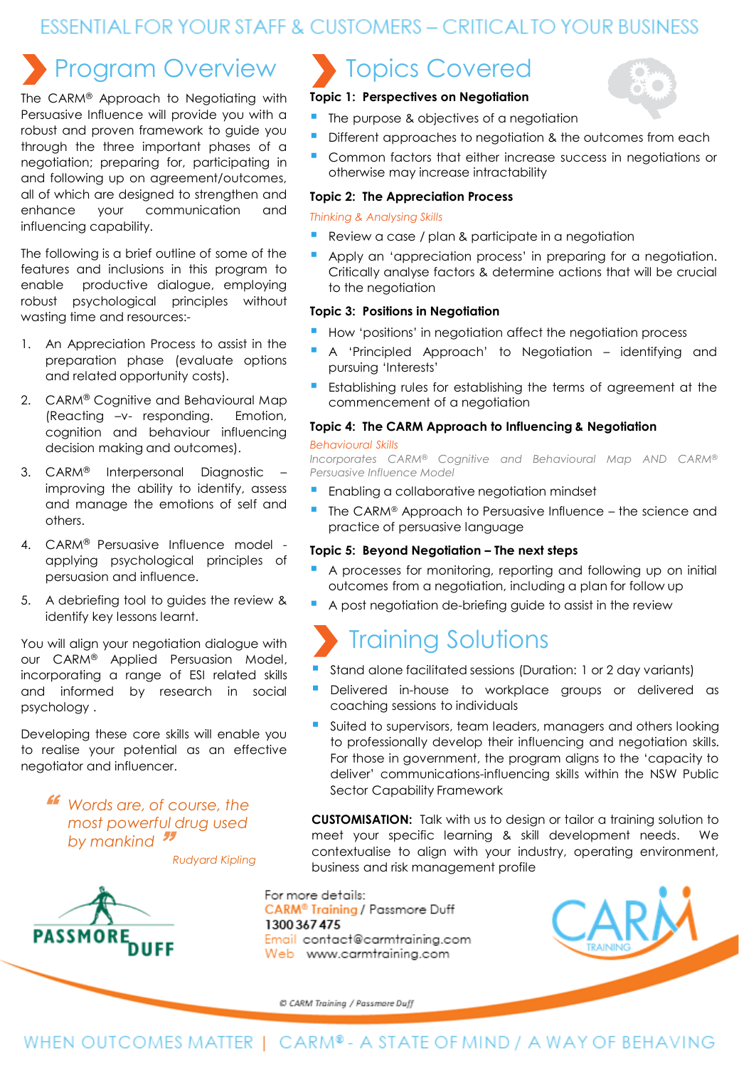ESSENTIAL FOR YOUR STAFF & CUSTOMERS – CRITICAL TO YOUR BUSINESS

## Program Overview

The CARM® Approach to Negotiating with Persuasive Influence will provide you with a robust and proven framework to guide you through the three important phases of a negotiation; preparing for, participating in and following up on agreement/outcomes, all of which are designed to strengthen and enhance your communication and influencing capability.

The following is a brief outline of some of the features and inclusions in this program to enable productive dialogue, employing robust psychological principles without wasting time and resources:-

1. An Appreciation Process to assist in the preparation phase (evaluate options and related opportunity costs).
2. CARM® Cognitive and Behavioural Map (Reacting –v- responding. Emotion, cognition and behaviour influencing decision making and outcomes).
3. CARM® Interpersonal Diagnostic – improving the ability to identify, assess and manage the emotions of self and others.
4. CARM® Persuasive Influence model - applying psychological principles of persuasion and influence.
5. A debriefing tool to guides the review & identify key lessons learnt.

You will align your negotiation dialogue with our CARM® Applied Persuasion Model, incorporating a range of ESI related skills and informed by research in social psychology .

Developing these core skills will enable you to realise your potential as an effective negotiator and influencer.

> *"Words are, of course, the most powerful drug used by mankind"*
>
> *Rudyard Kipling*

## Topics Covered

**Topic 1: Perspectives on Negotiation**

- The purpose & objectives of a negotiation
- Different approaches to negotiation & the outcomes from each
- Common factors that either increase success in negotiations or otherwise may increase intractability

**Topic 2: The Appreciation Process**

*Thinking & Analysing Skills*

- Review a case / plan & participate in a negotiation
- Apply an 'appreciation process' in preparing for a negotiation. Critically analyse factors & determine actions that will be crucial to the negotiation

**Topic 3: Positions in Negotiation**

- How 'positions' in negotiation affect the negotiation process
- A 'Principled Approach' to Negotiation – identifying and pursuing 'Interests'
- Establishing rules for establishing the terms of agreement at the commencement of a negotiation

**Topic 4: The CARM Approach to Influencing & Negotiation**

*Behavioural Skills*

*Incorporates CARM® Cognitive and Behavioural Map AND CARM® Persuasive Influence Model*

- Enabling a collaborative negotiation mindset
- The CARM® Approach to Persuasive Influence – the science and practice of persuasive language

**Topic 5: Beyond Negotiation – The next steps**

- A processes for monitoring, reporting and following up on initial outcomes from a negotiation, including a plan for follow up
- A post negotiation de-briefing guide to assist in the review

## Training Solutions

- Stand alone facilitated sessions (Duration: 1 or 2 day variants)
- Delivered in-house to workplace groups or delivered as coaching sessions to individuals
- Suited to supervisors, team leaders, managers and others looking to professionally develop their influencing and negotiation skills. For those in government, the program aligns to the 'capacity to deliver' communications-influencing skills within the NSW Public Sector Capability Framework

**CUSTOMISATION:** Talk with us to design or tailor a training solution to meet your specific learning & skill development needs. We contextualise to align with your industry, operating environment, business and risk management profile

PASSMORE DUFF

For more details:
CARM® Training / Passmore Duff
1300 367 475
Email contact@carmtraining.com
Web www.carmtraining.com

CARM TRAINING

© CARM Training / Passmore Duff

WHEN OUTCOMES MATTER | CARM® - A STATE OF MIND / A WAY OF BEHAVING